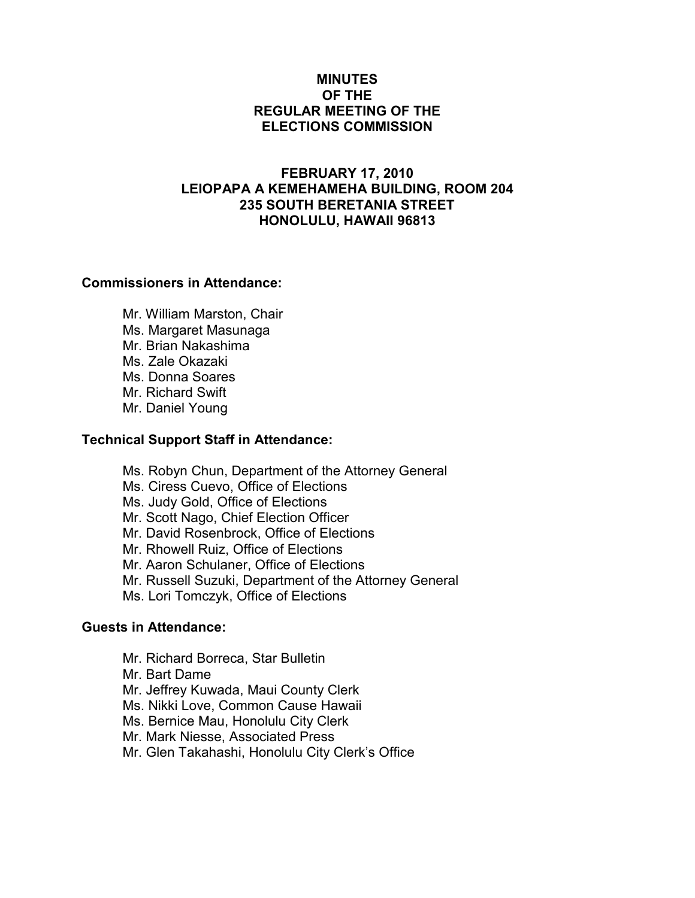# MINUTES
# OF THE
# REGULAR MEETING OF THE
# ELECTIONS COMMISSION

## FEBRUARY 17, 2010
## LEIOPAPA A KEMEHAMEHA BUILDING, ROOM 204
## 235 SOUTH BERETANIA STREET
## HONOLULU, HAWAII 96813

**Commissioners in Attendance:**

- Mr. William Marston, Chair
- Ms. Margaret Masunaga
- Mr. Brian Nakashima
- Ms. Zale Okazaki
- Ms. Donna Soares
- Mr. Richard Swift
- Mr. Daniel Young

**Technical Support Staff in Attendance:**

- Ms. Robyn Chun, Department of the Attorney General
- Ms. Ciress Cuevo, Office of Elections
- Ms. Judy Gold, Office of Elections
- Mr. Scott Nago, Chief Election Officer
- Mr. David Rosenbrock, Office of Elections
- Mr. Rhowell Ruiz, Office of Elections
- Mr. Aaron Schulaner, Office of Elections
- Mr. Russell Suzuki, Department of the Attorney General
- Ms. Lori Tomczyk, Office of Elections

**Guests in Attendance:**

- Mr. Richard Borreca, Star Bulletin
- Mr. Bart Dame
- Mr. Jeffrey Kuwada, Maui County Clerk
- Ms. Nikki Love, Common Cause Hawaii
- Ms. Bernice Mau, Honolulu City Clerk
- Mr. Mark Niesse, Associated Press
- Mr. Glen Takahashi, Honolulu City Clerk's Office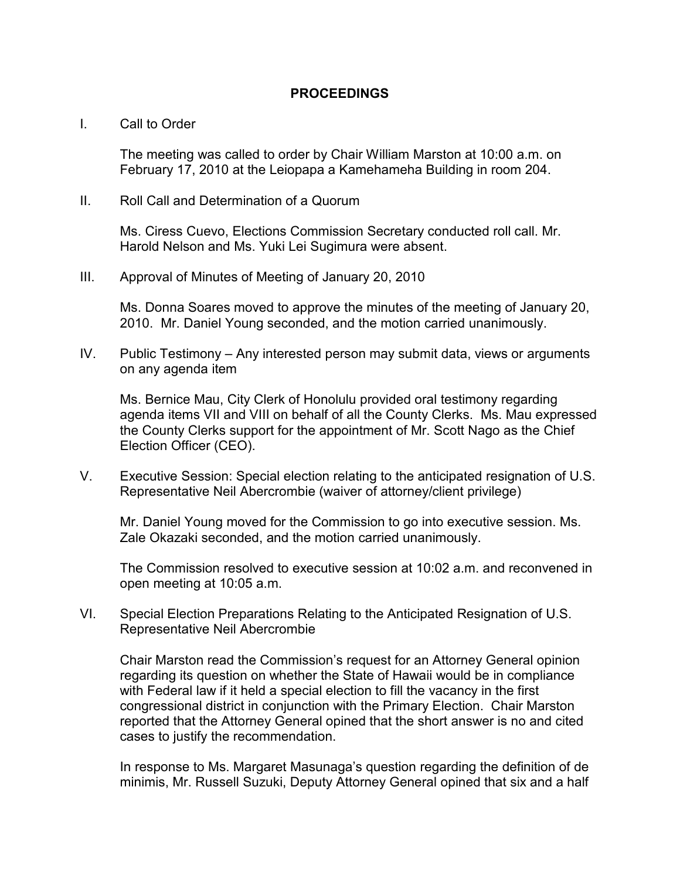**PROCEEDINGS**

I. Call to Order

The meeting was called to order by Chair William Marston at 10:00 a.m. on February 17, 2010 at the Leiopapa a Kamehameha Building in room 204.

II. Roll Call and Determination of a Quorum

Ms. Ciress Cuevo, Elections Commission Secretary conducted roll call. Mr. Harold Nelson and Ms. Yuki Lei Sugimura were absent.

III. Approval of Minutes of Meeting of January 20, 2010

Ms. Donna Soares moved to approve the minutes of the meeting of January 20, 2010. Mr. Daniel Young seconded, and the motion carried unanimously.

IV. Public Testimony – Any interested person may submit data, views or arguments on any agenda item

Ms. Bernice Mau, City Clerk of Honolulu provided oral testimony regarding agenda items VII and VIII on behalf of all the County Clerks. Ms. Mau expressed the County Clerks support for the appointment of Mr. Scott Nago as the Chief Election Officer (CEO).

V. Executive Session: Special election relating to the anticipated resignation of U.S. Representative Neil Abercrombie (waiver of attorney/client privilege)

Mr. Daniel Young moved for the Commission to go into executive session. Ms. Zale Okazaki seconded, and the motion carried unanimously.

The Commission resolved to executive session at 10:02 a.m. and reconvened in open meeting at 10:05 a.m.

VI. Special Election Preparations Relating to the Anticipated Resignation of U.S. Representative Neil Abercrombie

Chair Marston read the Commission's request for an Attorney General opinion regarding its question on whether the State of Hawaii would be in compliance with Federal law if it held a special election to fill the vacancy in the first congressional district in conjunction with the Primary Election. Chair Marston reported that the Attorney General opined that the short answer is no and cited cases to justify the recommendation.

In response to Ms. Margaret Masunaga's question regarding the definition of de minimis, Mr. Russell Suzuki, Deputy Attorney General opined that six and a half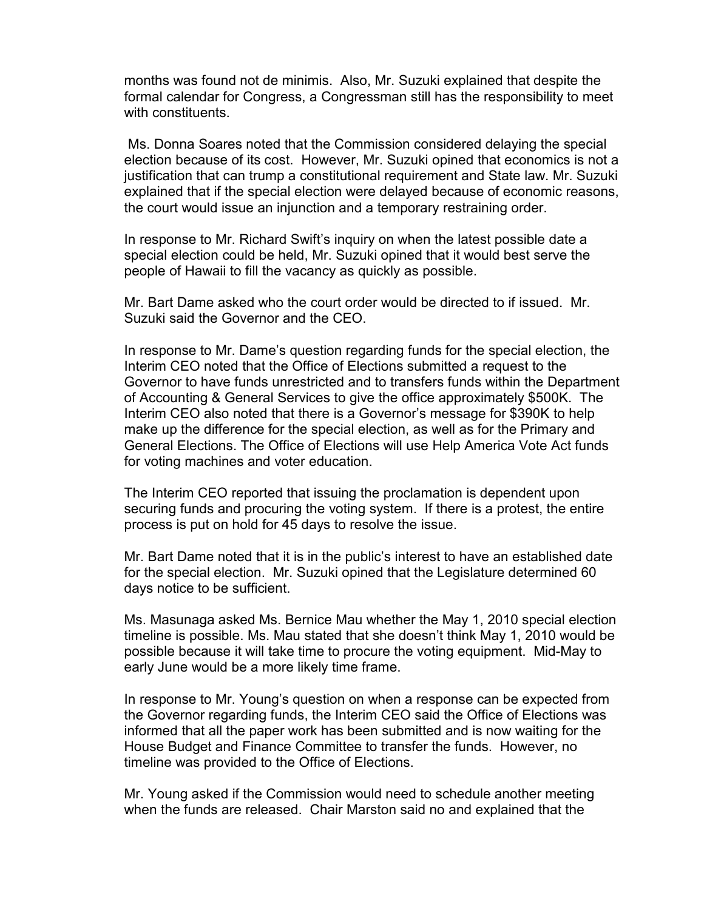months was found not de minimis. Also, Mr. Suzuki explained that despite the formal calendar for Congress, a Congressman still has the responsibility to meet with constituents.

Ms. Donna Soares noted that the Commission considered delaying the special election because of its cost. However, Mr. Suzuki opined that economics is not a justification that can trump a constitutional requirement and State law. Mr. Suzuki explained that if the special election were delayed because of economic reasons, the court would issue an injunction and a temporary restraining order.

In response to Mr. Richard Swift's inquiry on when the latest possible date a special election could be held, Mr. Suzuki opined that it would best serve the people of Hawaii to fill the vacancy as quickly as possible.

Mr. Bart Dame asked who the court order would be directed to if issued. Mr. Suzuki said the Governor and the CEO.

In response to Mr. Dame's question regarding funds for the special election, the Interim CEO noted that the Office of Elections submitted a request to the Governor to have funds unrestricted and to transfers funds within the Department of Accounting & General Services to give the office approximately $500K. The Interim CEO also noted that there is a Governor's message for $390K to help make up the difference for the special election, as well as for the Primary and General Elections. The Office of Elections will use Help America Vote Act funds for voting machines and voter education.

The Interim CEO reported that issuing the proclamation is dependent upon securing funds and procuring the voting system. If there is a protest, the entire process is put on hold for 45 days to resolve the issue.

Mr. Bart Dame noted that it is in the public's interest to have an established date for the special election. Mr. Suzuki opined that the Legislature determined 60 days notice to be sufficient.

Ms. Masunaga asked Ms. Bernice Mau whether the May 1, 2010 special election timeline is possible. Ms. Mau stated that she doesn't think May 1, 2010 would be possible because it will take time to procure the voting equipment. Mid-May to early June would be a more likely time frame.

In response to Mr. Young's question on when a response can be expected from the Governor regarding funds, the Interim CEO said the Office of Elections was informed that all the paper work has been submitted and is now waiting for the House Budget and Finance Committee to transfer the funds. However, no timeline was provided to the Office of Elections.

Mr. Young asked if the Commission would need to schedule another meeting when the funds are released. Chair Marston said no and explained that the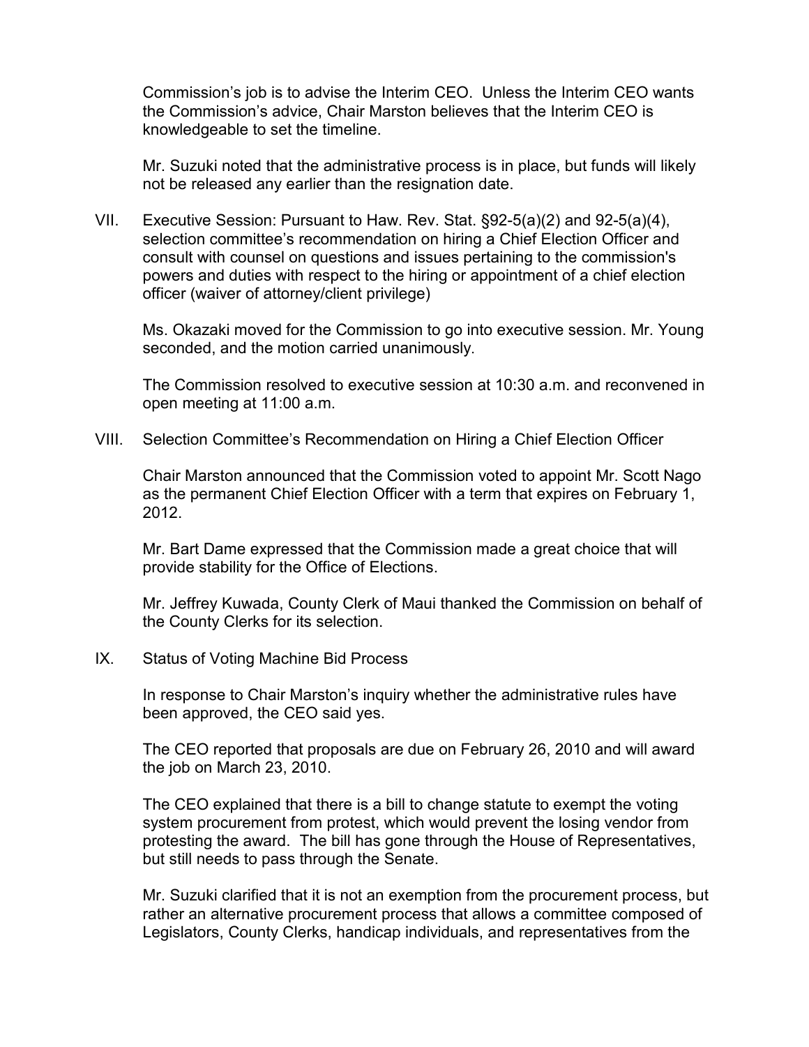Commission's job is to advise the Interim CEO. Unless the Interim CEO wants the Commission's advice, Chair Marston believes that the Interim CEO is knowledgeable to set the timeline.

Mr. Suzuki noted that the administrative process is in place, but funds will likely not be released any earlier than the resignation date.

VII. Executive Session: Pursuant to Haw. Rev. Stat. §92-5(a)(2) and 92-5(a)(4), selection committee's recommendation on hiring a Chief Election Officer and consult with counsel on questions and issues pertaining to the commission's powers and duties with respect to the hiring or appointment of a chief election officer (waiver of attorney/client privilege)

Ms. Okazaki moved for the Commission to go into executive session. Mr. Young seconded, and the motion carried unanimously.

The Commission resolved to executive session at 10:30 a.m. and reconvened in open meeting at 11:00 a.m.

VIII. Selection Committee's Recommendation on Hiring a Chief Election Officer

Chair Marston announced that the Commission voted to appoint Mr. Scott Nago as the permanent Chief Election Officer with a term that expires on February 1, 2012.

Mr. Bart Dame expressed that the Commission made a great choice that will provide stability for the Office of Elections.

Mr. Jeffrey Kuwada, County Clerk of Maui thanked the Commission on behalf of the County Clerks for its selection.

IX. Status of Voting Machine Bid Process

In response to Chair Marston's inquiry whether the administrative rules have been approved, the CEO said yes.

The CEO reported that proposals are due on February 26, 2010 and will award the job on March 23, 2010.

The CEO explained that there is a bill to change statute to exempt the voting system procurement from protest, which would prevent the losing vendor from protesting the award. The bill has gone through the House of Representatives, but still needs to pass through the Senate.

Mr. Suzuki clarified that it is not an exemption from the procurement process, but rather an alternative procurement process that allows a committee composed of Legislators, County Clerks, handicap individuals, and representatives from the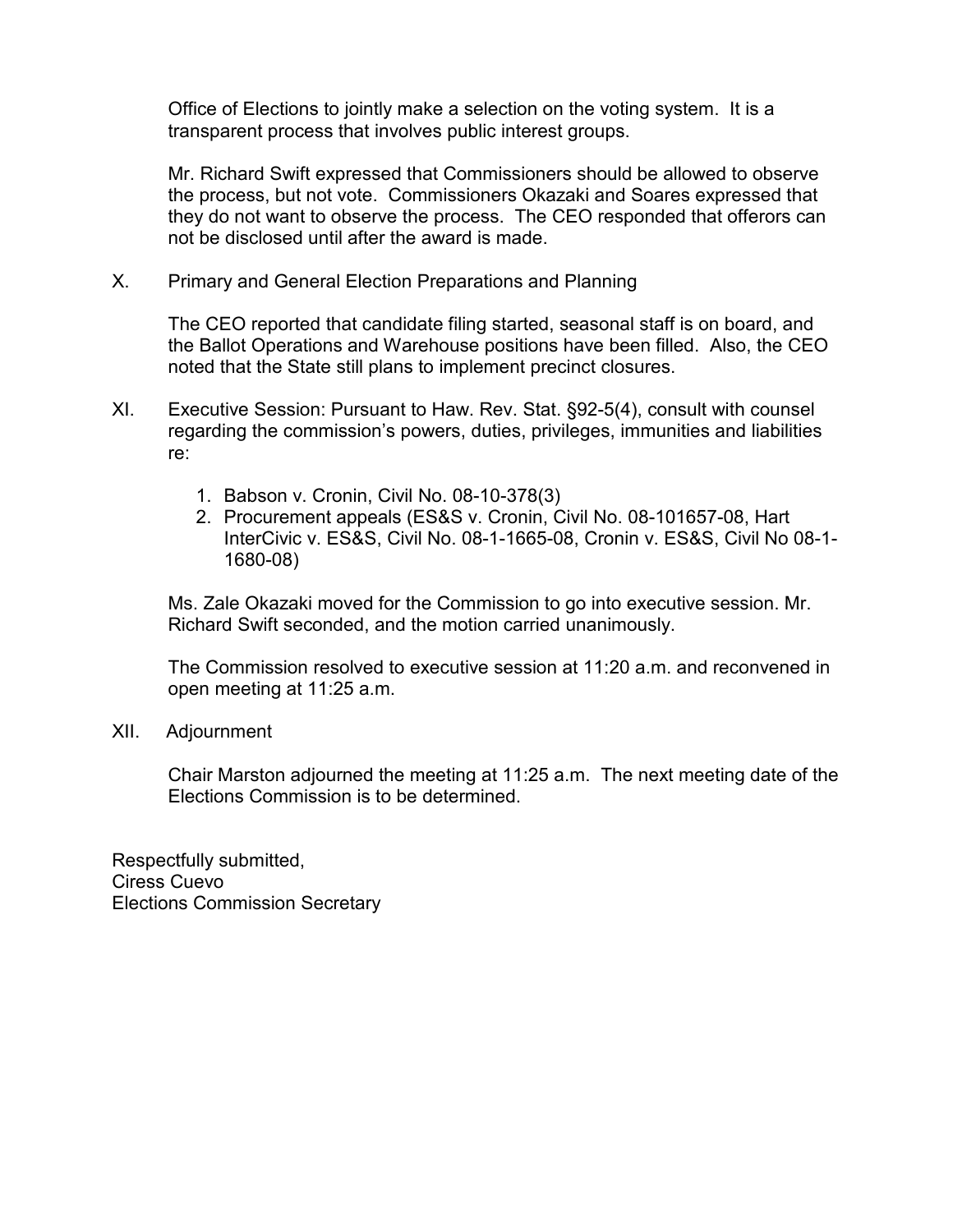Office of Elections to jointly make a selection on the voting system. It is a transparent process that involves public interest groups.

Mr. Richard Swift expressed that Commissioners should be allowed to observe the process, but not vote. Commissioners Okazaki and Soares expressed that they do not want to observe the process. The CEO responded that offerors can not be disclosed until after the award is made.

X. Primary and General Election Preparations and Planning

The CEO reported that candidate filing started, seasonal staff is on board, and the Ballot Operations and Warehouse positions have been filled. Also, the CEO noted that the State still plans to implement precinct closures.

XI. Executive Session: Pursuant to Haw. Rev. Stat. §92-5(4), consult with counsel regarding the commission's powers, duties, privileges, immunities and liabilities re:

1. Babson v. Cronin, Civil No. 08-10-378(3)
2. Procurement appeals (ES&S v. Cronin, Civil No. 08-101657-08, Hart InterCivic v. ES&S, Civil No. 08-1-1665-08, Cronin v. ES&S, Civil No 08-1-1680-08)

Ms. Zale Okazaki moved for the Commission to go into executive session. Mr. Richard Swift seconded, and the motion carried unanimously.

The Commission resolved to executive session at 11:20 a.m. and reconvened in open meeting at 11:25 a.m.

XII. Adjournment

Chair Marston adjourned the meeting at 11:25 a.m. The next meeting date of the Elections Commission is to be determined.

Respectfully submitted,
Ciress Cuevo
Elections Commission Secretary